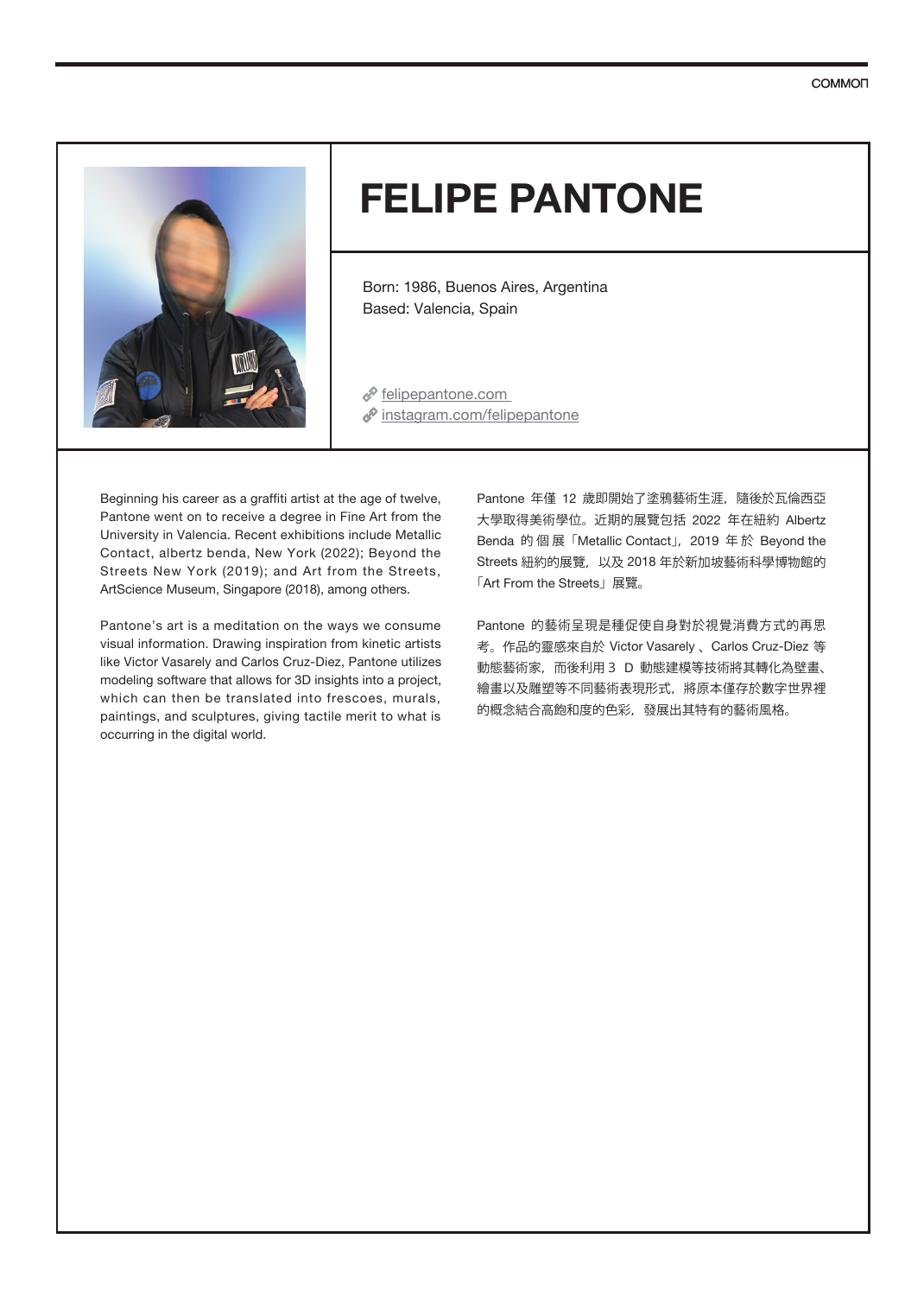# FELIPE PANTONE

Born: 1986, Buenos Aires, Argentina
Based: Valencia, Spain

felipepantone.com
instagram.com/felipepantone

Beginning his career as a graffiti artist at the age of twelve, Pantone went on to receive a degree in Fine Art from the University in Valencia. Recent exhibitions include Metallic Contact, albertz benda, New York (2022); Beyond the Streets New York (2019); and Art from the Streets, ArtScience Museum, Singapore (2018), among others.

Pantone's art is a meditation on the ways we consume visual information. Drawing inspiration from kinetic artists like Victor Vasarely and Carlos Cruz-Diez, Pantone utilizes modeling software that allows for 3D insights into a project, which can then be translated into frescoes, murals, paintings, and sculptures, giving tactile merit to what is occurring in the digital world.

Pantone 年僅 12 歲即開始了塗鴉藝術生涯，隨後於瓦倫西亞大學取得美術學位。近期的展覽包括 2022 年在紐約 Albertz Benda 的個展「Metallic Contact」，2019 年於 Beyond the Streets 紐約的展覽，以及 2018 年於新加坡藝術科學博物館的「Art From the Streets」展覽。

Pantone 的藝術呈現是種促使自身對於視覺消費方式的再思考。作品的靈感來自於 Victor Vasarely 、Carlos Cruz-Diez 等動態藝術家，而後利用 3 D 動態建模等技術將其轉化為壁畫、繪畫以及雕塑等不同藝術表現形式，將原本僅存於數字世界裡的概念結合高飽和度的色彩，發展出其特有的藝術風格。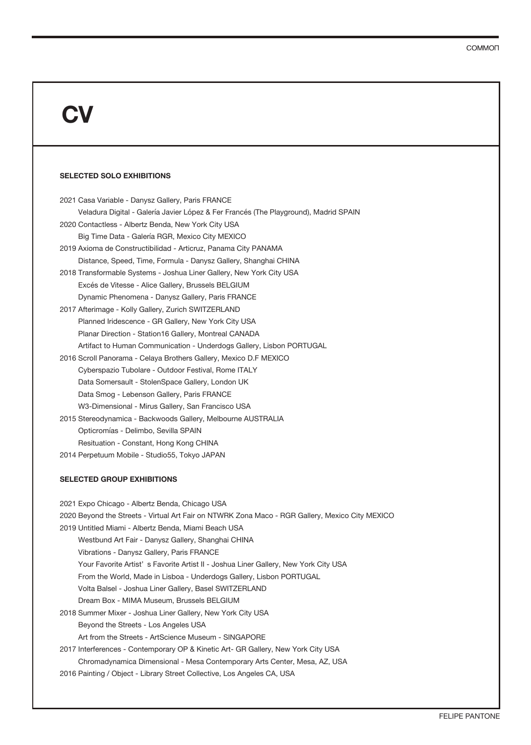# CV

## SELECTED SOLO EXHIBITIONS

2021 Casa Variable - Danysz Gallery, Paris FRANCE
Veladura Digital - Galería Javier López & Fer Francés (The Playground), Madrid SPAIN
2020 Contactless - Albertz Benda, New York City USA
Big Time Data - Galería RGR, Mexico City MEXICO
2019 Axioma de Constructibilidad - Articruz, Panama City PANAMA
Distance, Speed, Time, Formula - Danysz Gallery, Shanghai CHINA
2018 Transformable Systems - Joshua Liner Gallery, New York City USA
Excés de Vitesse - Alice Gallery, Brussels BELGIUM
Dynamic Phenomena - Danysz Gallery, Paris FRANCE
2017 Afterimage - Kolly Gallery, Zurich SWITZERLAND
Planned Iridescence - GR Gallery, New York City USA
Planar Direction - Station16 Gallery, Montreal CANADA
Artifact to Human Communication - Underdogs Gallery, Lisbon PORTUGAL
2016 Scroll Panorama - Celaya Brothers Gallery, Mexico D.F MEXICO
Cyberspazio Tubolare - Outdoor Festival, Rome ITALY
Data Somersault - StolenSpace Gallery, London UK
Data Smog - Lebenson Gallery, Paris FRANCE
W3-Dimensional - Mirus Gallery, San Francisco USA
2015 Stereodynamica - Backwoods Gallery, Melbourne AUSTRALIA
Opticromías - Delimbo, Sevilla SPAIN
Resituation - Constant, Hong Kong CHINA
2014 Perpetuum Mobile - Studio55, Tokyo JAPAN

## SELECTED GROUP EXHIBITIONS

2021 Expo Chicago - Albertz Benda, Chicago USA
2020 Beyond the Streets - Virtual Art Fair on NTWRK Zona Maco - RGR Gallery, Mexico City MEXICO
2019 Untitled Miami - Albertz Benda, Miami Beach USA
Westbund Art Fair - Danysz Gallery, Shanghai CHINA
Vibrations - Danysz Gallery, Paris FRANCE
Your Favorite Artist' s Favorite Artist II - Joshua Liner Gallery, New York City USA
From the World, Made in Lisboa - Underdogs Gallery, Lisbon PORTUGAL
Volta Balsel - Joshua Liner Gallery, Basel SWITZERLAND
Dream Box - MIMA Museum, Brussels BELGIUM
2018 Summer Mixer - Joshua Liner Gallery, New York City USA
Beyond the Streets - Los Angeles USA
Art from the Streets - ArtScience Museum - SINGAPORE
2017 Interferences - Contemporary OP & Kinetic Art- GR Gallery, New York City USA
Chromadynamica Dimensional - Mesa Contemporary Arts Center, Mesa, AZ, USA
2016 Painting / Object - Library Street Collective, Los Angeles CA, USA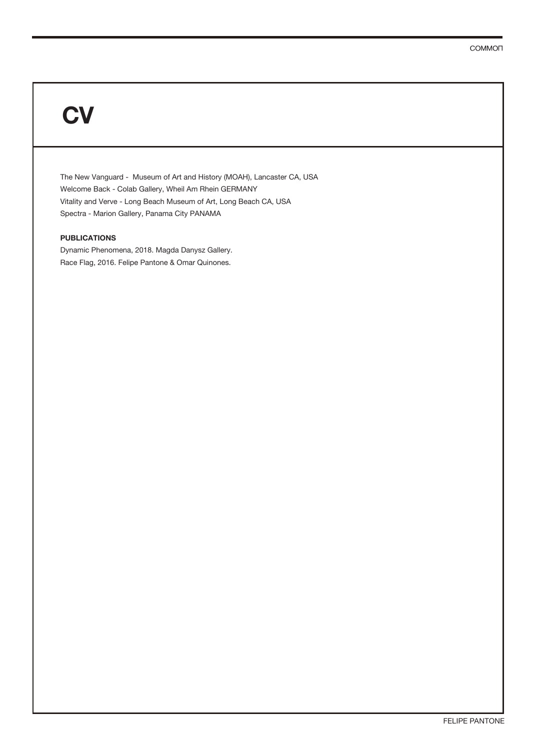# CV

The New Vanguard - Museum of Art and History (MOAH), Lancaster CA, USA
Welcome Back - Colab Gallery, Wheil Am Rhein GERMANY
Vitality and Verve - Long Beach Museum of Art, Long Beach CA, USA
Spectra - Marion Gallery, Panama City PANAMA

**PUBLICATIONS**

Dynamic Phenomena, 2018. Magda Danysz Gallery.
Race Flag, 2016. Felipe Pantone & Omar Quinones.